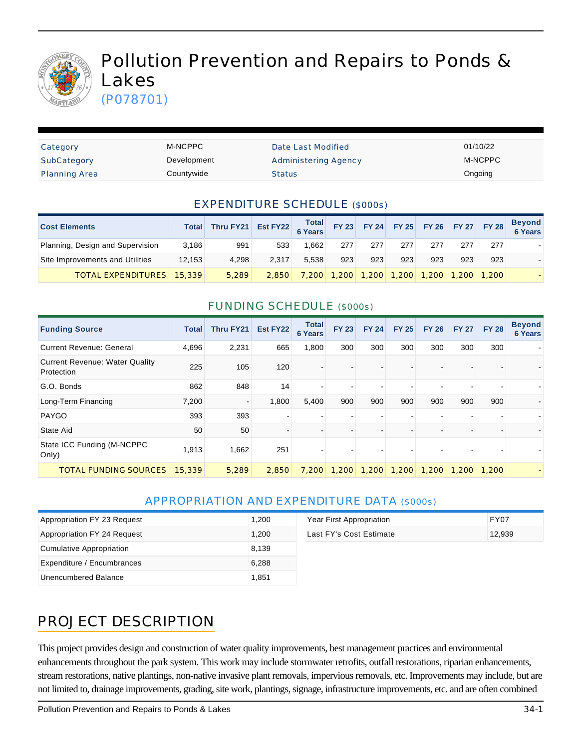# Pollution Prevention and Repairs to Ponds & Lakes

(P078701)

| Category | M-NCPPC | Date Last Modified | 01/10/22 |
|---|---|---|---|
| SubCategory | Development | Administering Agency | M-NCPPC |
| Planning Area | Countywide | Status | Ongoing |

## EXPENDITURE SCHEDULE ($000s)

| Cost Elements | Total | Thru FY21 | Est FY22 | Total 6 Years | FY 23 | FY 24 | FY 25 | FY 26 | FY 27 | FY 28 | Beyond 6 Years |
|---|---|---|---|---|---|---|---|---|---|---|---|
| Planning, Design and Supervision | 3,186 | 991 | 533 | 1,662 | 277 | 277 | 277 | 277 | 277 | 277 | - |
| Site Improvements and Utilities | 12,153 | 4,298 | 2,317 | 5,538 | 923 | 923 | 923 | 923 | 923 | 923 | - |
| TOTAL EXPENDITURES | 15,339 | 5,289 | 2,850 | 7,200 | 1,200 | 1,200 | 1,200 | 1,200 | 1,200 | 1,200 | - |

## FUNDING SCHEDULE ($000s)

| Funding Source | Total | Thru FY21 | Est FY22 | Total 6 Years | FY 23 | FY 24 | FY 25 | FY 26 | FY 27 | FY 28 | Beyond 6 Years |
|---|---|---|---|---|---|---|---|---|---|---|---|
| Current Revenue: General | 4,696 | 2,231 | 665 | 1,800 | 300 | 300 | 300 | 300 | 300 | 300 | - |
| Current Revenue: Water Quality Protection | 225 | 105 | 120 | - | - | - | - | - | - | - | - |
| G.O. Bonds | 862 | 848 | 14 | - | - | - | - | - | - | - | - |
| Long-Term Financing | 7,200 | - | 1,800 | 5,400 | 900 | 900 | 900 | 900 | 900 | 900 | - |
| PAYGO | 393 | 393 | - | - | - | - | - | - | - | - | - |
| State Aid | 50 | 50 | - | - | - | - | - | - | - | - | - |
| State ICC Funding (M-NCPPC Only) | 1,913 | 1,662 | 251 | - | - | - | - | - | - | - | - |
| TOTAL FUNDING SOURCES | 15,339 | 5,289 | 2,850 | 7,200 | 1,200 | 1,200 | 1,200 | 1,200 | 1,200 | 1,200 | - |

## APPROPRIATION AND EXPENDITURE DATA ($000s)

| | |
|---|---|
| Appropriation FY 23 Request | 1,200 |
| Appropriation FY 24 Request | 1,200 |
| Cumulative Appropriation | 8,139 |
| Expenditure / Encumbrances | 6,288 |
| Unencumbered Balance | 1,851 |

| | |
|---|---|
| Year First Appropriation | FY07 |
| Last FY's Cost Estimate | 12,939 |

## PROJECT DESCRIPTION

This project provides design and construction of water quality improvements, best management practices and environmental enhancements throughout the park system. This work may include stormwater retrofits, outfall restorations, riparian enhancements, stream restorations, native plantings, non-native invasive plant removals, impervious removals, etc. Improvements may include, but are not limited to, drainage improvements, grading, site work, plantings, signage, infrastructure improvements, etc. and are often combined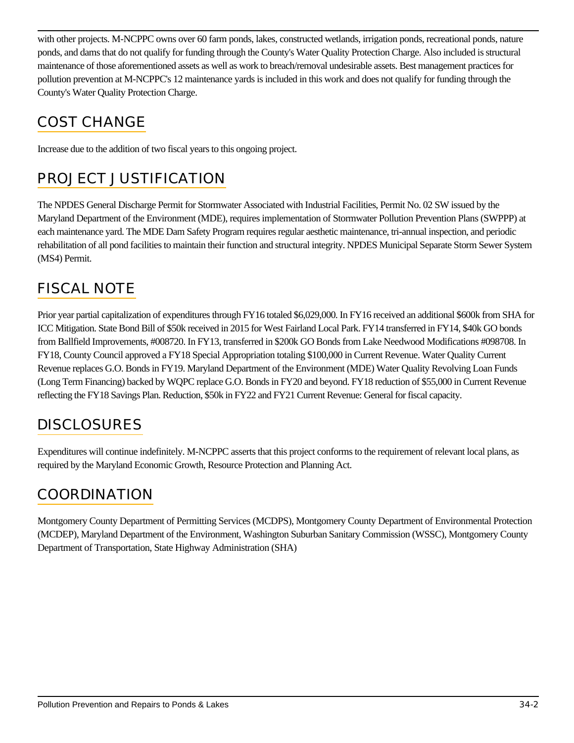with other projects. M-NCPPC owns over 60 farm ponds, lakes, constructed wetlands, irrigation ponds, recreational ponds, nature ponds, and dams that do not qualify for funding through the County's Water Quality Protection Charge. Also included is structural maintenance of those aforementioned assets as well as work to breach/removal undesirable assets. Best management practices for pollution prevention at M-NCPPC's 12 maintenance yards is included in this work and does not qualify for funding through the County's Water Quality Protection Charge.

## COST CHANGE

Increase due to the addition of two fiscal years to this ongoing project.

## PROJECT JUSTIFICATION

The NPDES General Discharge Permit for Stormwater Associated with Industrial Facilities, Permit No. 02 SW issued by the Maryland Department of the Environment (MDE), requires implementation of Stormwater Pollution Prevention Plans (SWPPP) at each maintenance yard. The MDE Dam Safety Program requires regular aesthetic maintenance, tri-annual inspection, and periodic rehabilitation of all pond facilities to maintain their function and structural integrity. NPDES Municipal Separate Storm Sewer System (MS4) Permit.

## FISCAL NOTE

Prior year partial capitalization of expenditures through FY16 totaled $6,029,000. In FY16 received an additional $600k from SHA for ICC Mitigation. State Bond Bill of $50k received in 2015 for West Fairland Local Park. FY14 transferred in FY14, $40k GO bonds from Ballfield Improvements, #008720. In FY13, transferred in $200k GO Bonds from Lake Needwood Modifications #098708. In FY18, County Council approved a FY18 Special Appropriation totaling $100,000 in Current Revenue. Water Quality Current Revenue replaces G.O. Bonds in FY19. Maryland Department of the Environment (MDE) Water Quality Revolving Loan Funds (Long Term Financing) backed by WQPC replace G.O. Bonds in FY20 and beyond. FY18 reduction of $55,000 in Current Revenue reflecting the FY18 Savings Plan. Reduction, $50k in FY22 and FY21 Current Revenue: General for fiscal capacity.

## DISCLOSURES

Expenditures will continue indefinitely. M-NCPPC asserts that this project conforms to the requirement of relevant local plans, as required by the Maryland Economic Growth, Resource Protection and Planning Act.

## COORDINATION

Montgomery County Department of Permitting Services (MCDPS), Montgomery County Department of Environmental Protection (MCDEP), Maryland Department of the Environment, Washington Suburban Sanitary Commission (WSSC), Montgomery County Department of Transportation, State Highway Administration (SHA)